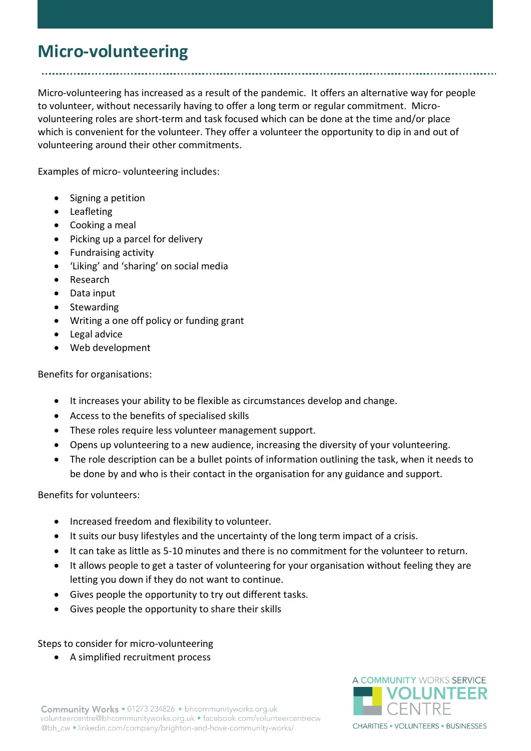# Micro-volunteering

Micro-volunteering has increased as a result of the pandemic. It offers an alternative way for people to volunteer, without necessarily having to offer a long term or regular commitment. Micro-volunteering roles are short-term and task focused which can be done at the time and/or place which is convenient for the volunteer. They offer a volunteer the opportunity to dip in and out of volunteering around their other commitments.

Examples of micro- volunteering includes:

- Signing a petition
- Leafleting
- Cooking a meal
- Picking up a parcel for delivery
- Fundraising activity
- 'Liking' and 'sharing' on social media
- Research
- Data input
- Stewarding
- Writing a one off policy or funding grant
- Legal advice
- Web development

Benefits for organisations:

- It increases your ability to be flexible as circumstances develop and change.
- Access to the benefits of specialised skills
- These roles require less volunteer management support.
- Opens up volunteering to a new audience, increasing the diversity of your volunteering.
- The role description can be a bullet points of information outlining the task, when it needs to be done by and who is their contact in the organisation for any guidance and support.

Benefits for volunteers:

- Increased freedom and flexibility to volunteer.
- It suits our busy lifestyles and the uncertainty of the long term impact of a crisis.
- It can take as little as 5-10 minutes and there is no commitment for the volunteer to return.
- It allows people to get a taster of volunteering for your organisation without feeling they are letting you down if they do not want to continue.
- Gives people the opportunity to try out different tasks.
- Gives people the opportunity to share their skills

Steps to consider for micro-volunteering

- A simplified recruitment process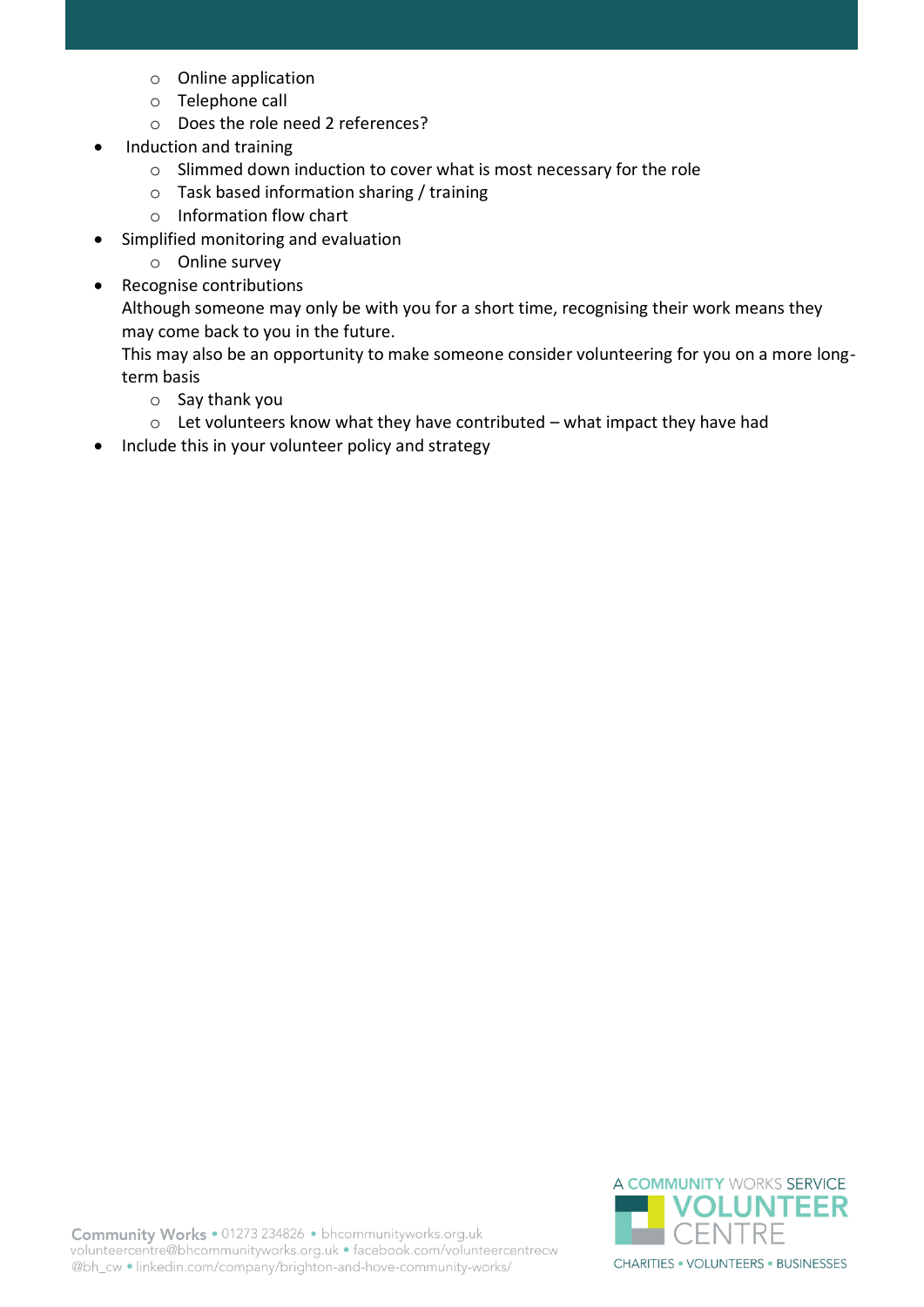- Online application
  - Telephone call
  - Does the role need 2 references?
- Induction and training
  - Slimmed down induction to cover what is most necessary for the role
  - Task based information sharing / training
  - Information flow chart
- Simplified monitoring and evaluation
  - Online survey
- Recognise contributions

  Although someone may only be with you for a short time, recognising their work means they may come back to you in the future.

  This may also be an opportunity to make someone consider volunteering for you on a more long-term basis
  - Say thank you
  - Let volunteers know what they have contributed – what impact they have had
- Include this in your volunteer policy and strategy